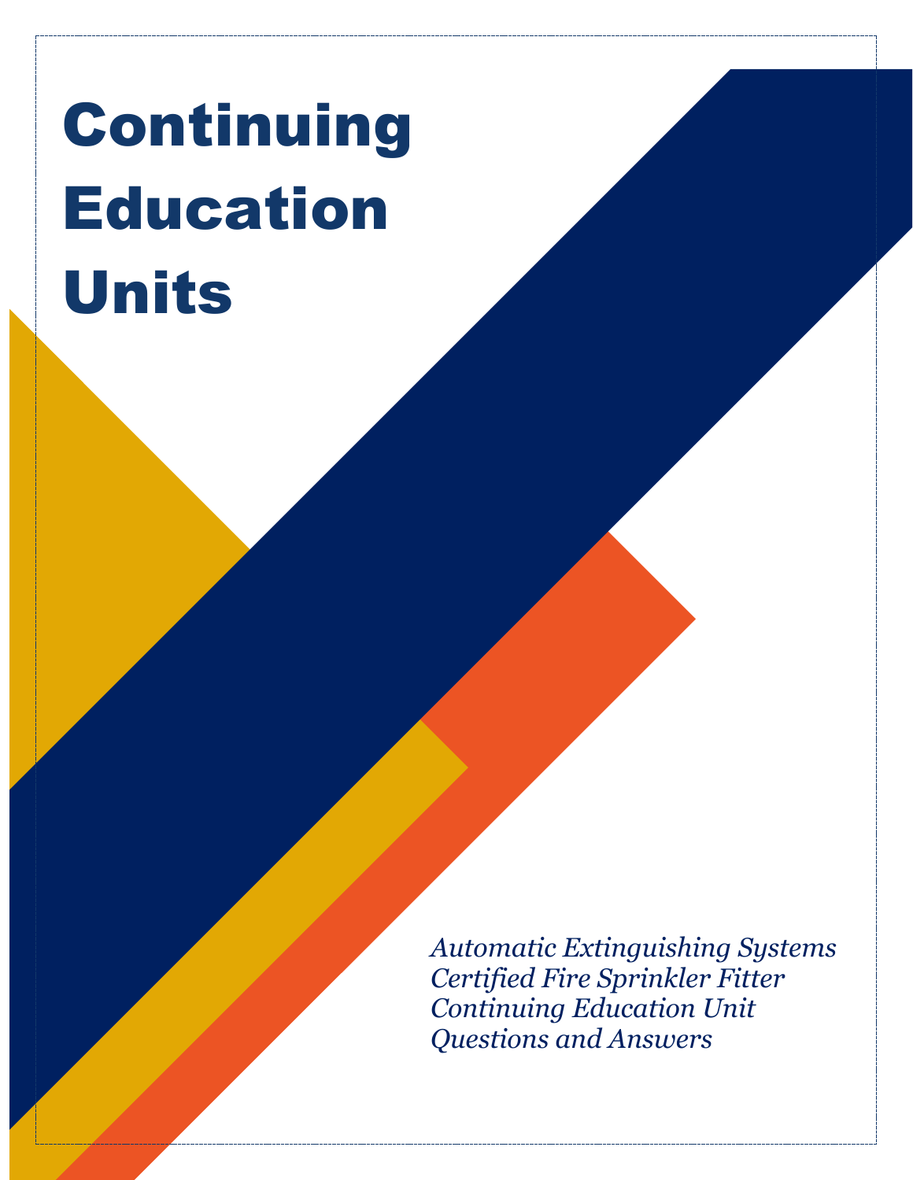# Continuing Education Units

*Automatic Extinguishing Systems*
*Certified Fire Sprinkler Fitter*
*Continuing Education Unit*
*Questions and Answers*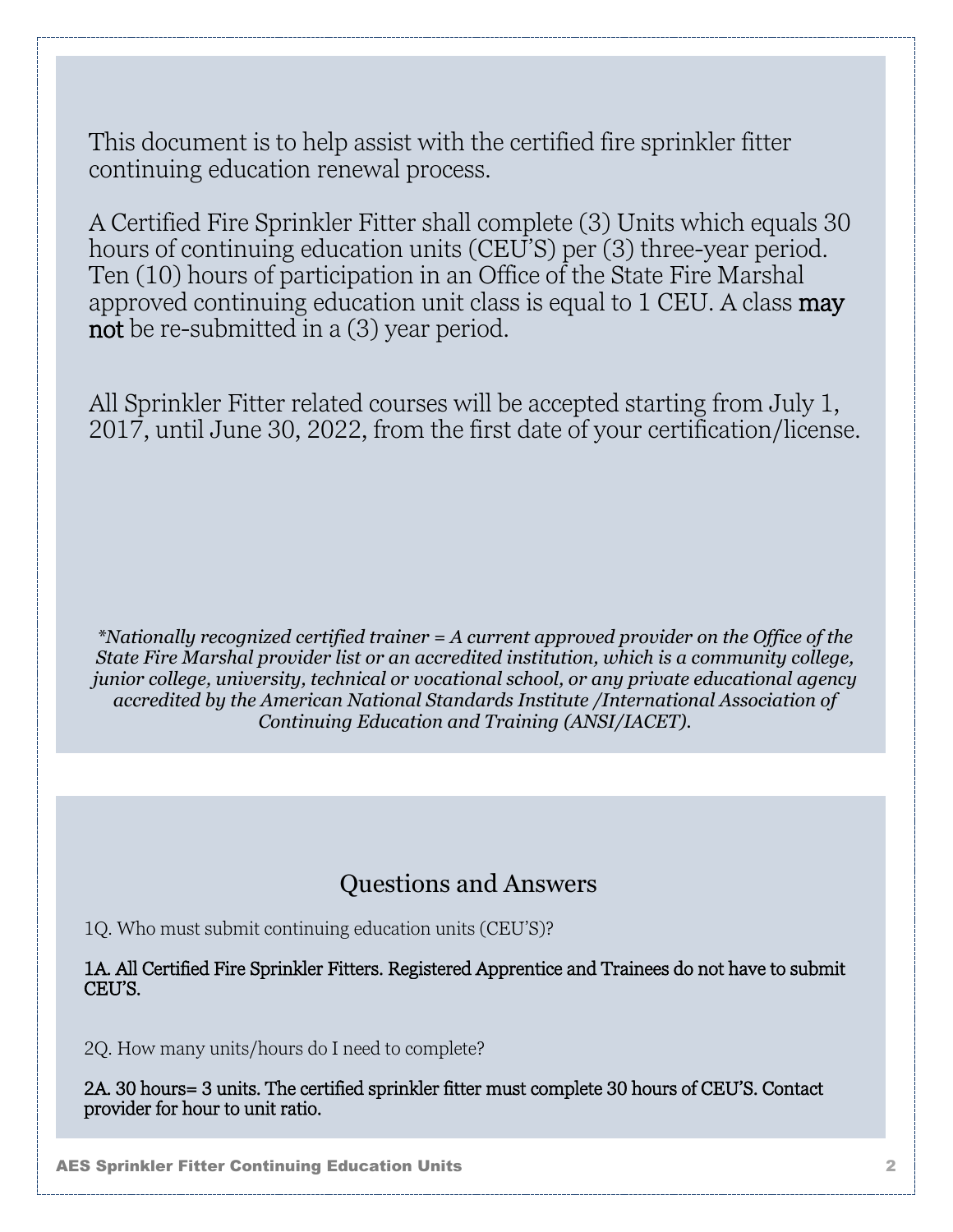This document is to help assist with the certified fire sprinkler fitter continuing education renewal process.

A Certified Fire Sprinkler Fitter shall complete (3) Units which equals 30 hours of continuing education units (CEU'S) per (3) three-year period. Ten (10) hours of participation in an Office of the State Fire Marshal approved continuing education unit class is equal to 1 CEU. A class **may not** be re-submitted in a (3) year period.

All Sprinkler Fitter related courses will be accepted starting from July 1, 2017, until June 30, 2022, from the first date of your certification/license.

*\*Nationally recognized certified trainer = A current approved provider on the Office of the State Fire Marshal provider list or an accredited institution, which is a community college, junior college, university, technical or vocational school, or any private educational agency accredited by the American National Standards Institute /International Association of Continuing Education and Training (ANSI/IACET).*

## Questions and Answers

1Q. Who must submit continuing education units (CEU'S)?

**1A. All Certified Fire Sprinkler Fitters. Registered Apprentice and Trainees do not have to submit CEU'S.**

2Q. How many units/hours do I need to complete?

**2A. 30 hours= 3 units. The certified sprinkler fitter must complete 30 hours of CEU'S. Contact provider for hour to unit ratio.**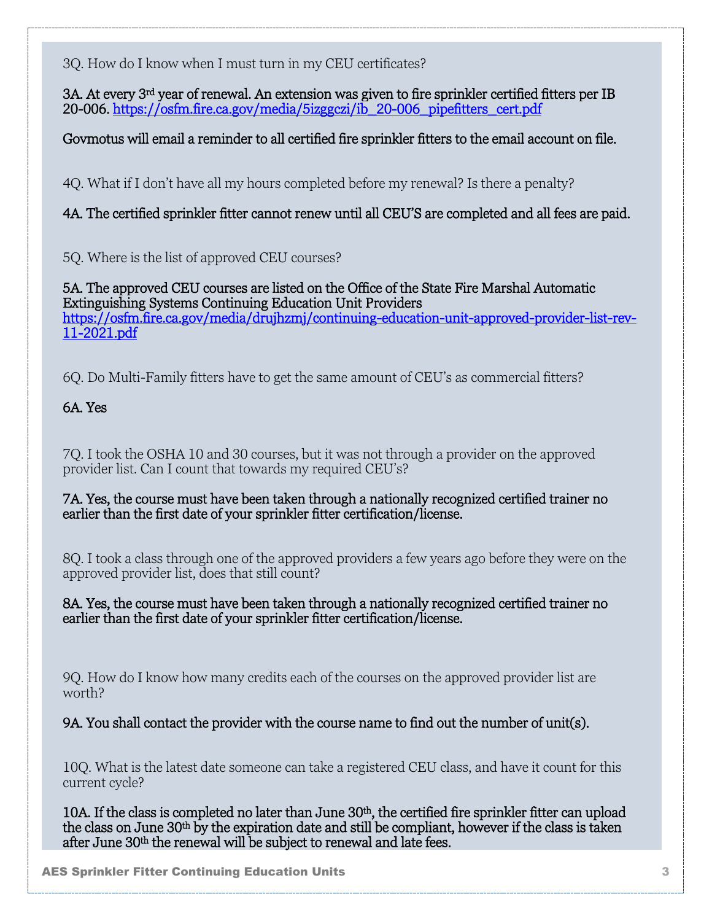3Q. How do I know when I must turn in my CEU certificates?

**3A. At every 3rd year of renewal. An extension was given to fire sprinkler certified fitters per IB 20-006. [https://osfm.fire.ca.gov/media/5izggczi/ib_20-006_pipefitters_cert.pdf](https://osfm.fire.ca.gov/media/5izggczi/ib_20-006_pipefitters_cert.pdf)**

**Govmotus will email a reminder to all certified fire sprinkler fitters to the email account on file.**

4Q. What if I don't have all my hours completed before my renewal? Is there a penalty?

**4A. The certified sprinkler fitter cannot renew until all CEU'S are completed and all fees are paid.**

5Q. Where is the list of approved CEU courses?

**5A. The approved CEU courses are listed on the Office of the State Fire Marshal Automatic Extinguishing Systems Continuing Education Unit Providers [https://osfm.fire.ca.gov/media/drujhzmj/continuing-education-unit-approved-provider-list-rev-11-2021.pdf](https://osfm.fire.ca.gov/media/drujhzmj/continuing-education-unit-approved-provider-list-rev-11-2021.pdf)**

6Q. Do Multi-Family fitters have to get the same amount of CEU's as commercial fitters?

**6A. Yes**

7Q. I took the OSHA 10 and 30 courses, but it was not through a provider on the approved provider list. Can I count that towards my required CEU's?

**7A. Yes, the course must have been taken through a nationally recognized certified trainer no earlier than the first date of your sprinkler fitter certification/license.**

8Q. I took a class through one of the approved providers a few years ago before they were on the approved provider list, does that still count?

**8A. Yes, the course must have been taken through a nationally recognized certified trainer no earlier than the first date of your sprinkler fitter certification/license.**

9Q. How do I know how many credits each of the courses on the approved provider list are worth?

**9A. You shall contact the provider with the course name to find out the number of unit(s).**

10Q. What is the latest date someone can take a registered CEU class, and have it count for this current cycle?

**10A. If the class is completed no later than June 30th, the certified fire sprinkler fitter can upload the class on June 30th by the expiration date and still be compliant, however if the class is taken after June 30th the renewal will be subject to renewal and late fees.**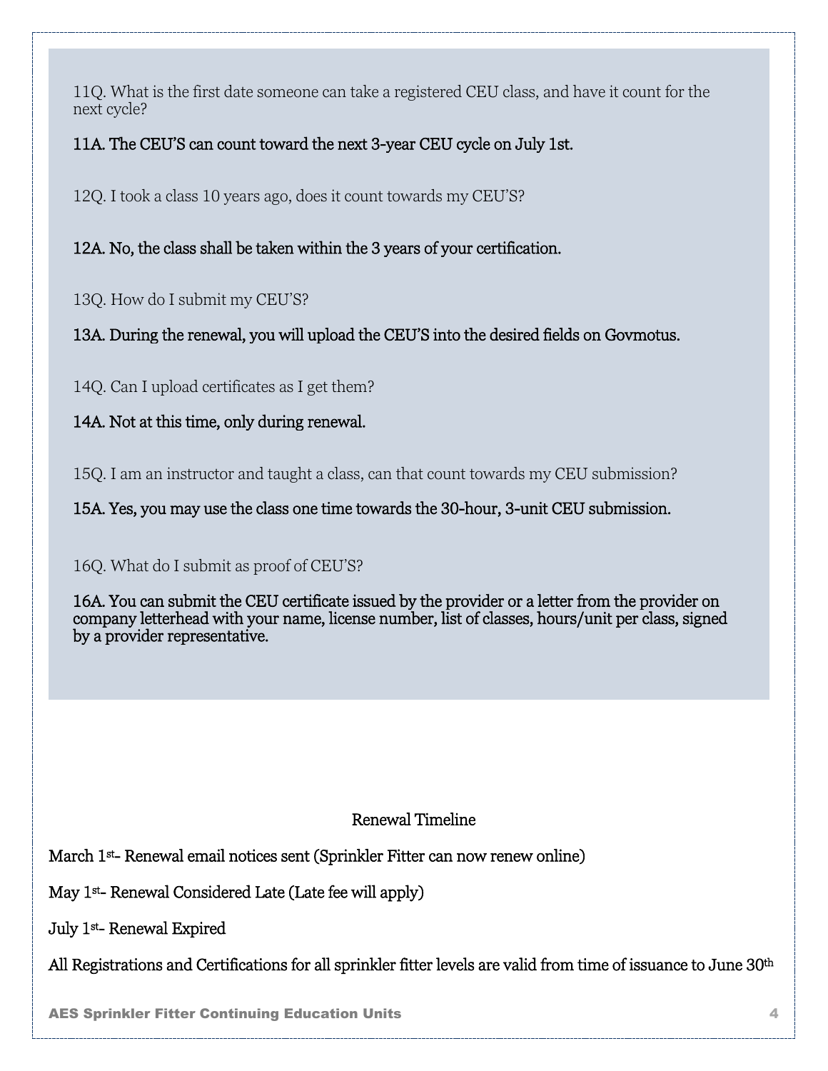11Q. What is the first date someone can take a registered CEU class, and have it count for the next cycle?

**11A. The CEU'S can count toward the next 3-year CEU cycle on July 1st.**

12Q. I took a class 10 years ago, does it count towards my CEU'S?

**12A. No, the class shall be taken within the 3 years of your certification.**

13Q. How do I submit my CEU'S?

**13A. During the renewal, you will upload the CEU'S into the desired fields on Govmotus.**

14Q. Can I upload certificates as I get them?

**14A. Not at this time, only during renewal.**

15Q. I am an instructor and taught a class, can that count towards my CEU submission?

**15A. Yes, you may use the class one time towards the 30-hour, 3-unit CEU submission.**

16Q. What do I submit as proof of CEU'S?

**16A. You can submit the CEU certificate issued by the provider or a letter from the provider on company letterhead with your name, license number, list of classes, hours/unit per class, signed by a provider representative.**

## Renewal Timeline

March 1st- Renewal email notices sent (Sprinkler Fitter can now renew online)

May 1st- Renewal Considered Late (Late fee will apply)

July 1st- Renewal Expired

All Registrations and Certifications for all sprinkler fitter levels are valid from time of issuance to June 30th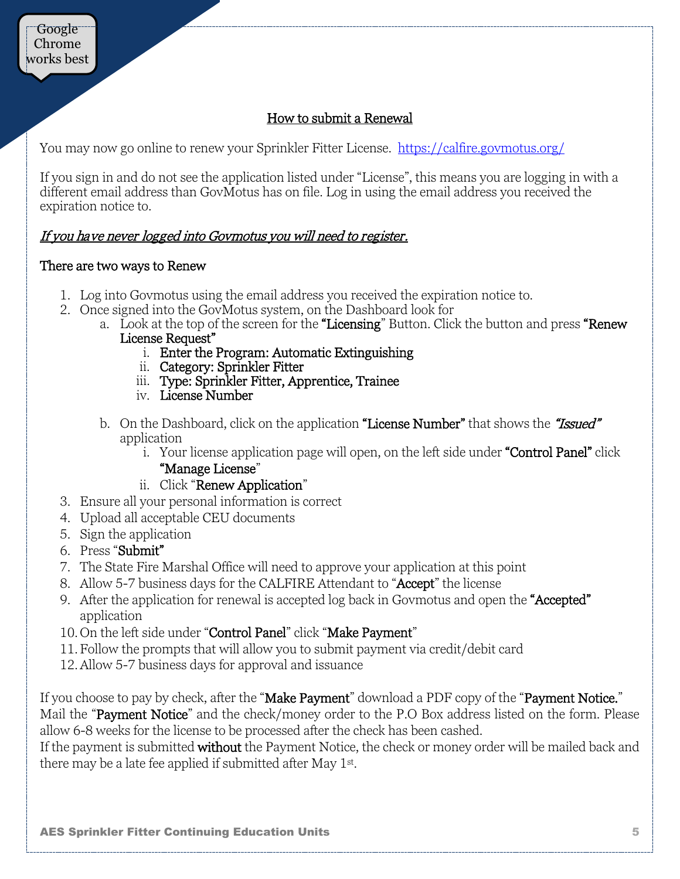Google Chrome works best

## How to submit a Renewal

You may now go online to renew your Sprinkler Fitter License. https://calfire.govmotus.org/

If you sign in and do not see the application listed under "License", this means you are logging in with a different email address than GovMotus has on file. Log in using the email address you received the expiration notice to.

*If you have never logged into Govmotus you will need to register.*

There are two ways to Renew

1. Log into Govmotus using the email address you received the expiration notice to.
2. Once signed into the GovMotus system, on the Dashboard look for
   a. Look at the top of the screen for the **"Licensing"** Button. Click the button and press **"Renew License Request"**
      i. **Enter the Program: Automatic Extinguishing**
      ii. **Category: Sprinkler Fitter**
      iii. **Type: Sprinkler Fitter, Apprentice, Trainee**
      iv. **License Number**

   b. On the Dashboard, click on the application **"License Number"** that shows the ***"Issued"*** application
      i. Your license application page will open, on the left side under **"Control Panel"** click **"Manage License"**
      ii. Click "**Renew Application**"
3. Ensure all your personal information is correct
4. Upload all acceptable CEU documents
5. Sign the application
6. Press "**Submit"**
7. The State Fire Marshal Office will need to approve your application at this point
8. Allow 5-7 business days for the CALFIRE Attendant to "**Accept**" the license
9. After the application for renewal is accepted log back in Govmotus and open the **"Accepted"** application
10. On the left side under "**Control Panel**" click "**Make Payment**"
11. Follow the prompts that will allow you to submit payment via credit/debit card
12. Allow 5-7 business days for approval and issuance

If you choose to pay by check, after the "**Make Payment**" download a PDF copy of the "**Payment Notice.**" Mail the "**Payment Notice**" and the check/money order to the P.O Box address listed on the form. Please allow 6-8 weeks for the license to be processed after the check has been cashed.
If the payment is submitted **without** the Payment Notice, the check or money order will be mailed back and there may be a late fee applied if submitted after May 1st.